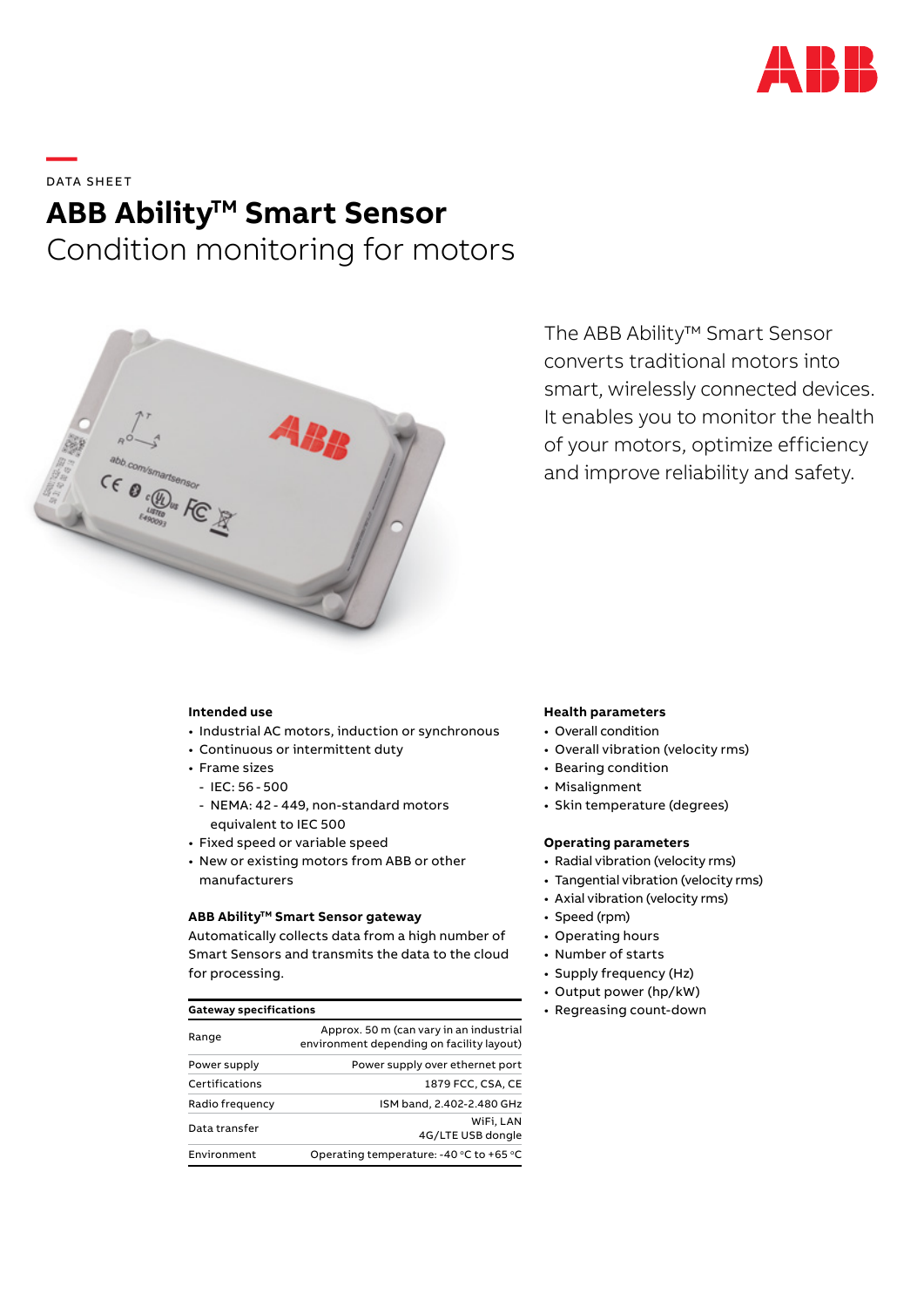DATA SHEET

# ABB Ability™ Smart Sensor

## Condition monitoring for motors

The ABB Ability™ Smart Sensor converts traditional motors into smart, wirelessly connected devices. It enables you to monitor the health of your motors, optimize efficiency and improve reliability and safety.

### Intended use

- Industrial AC motors, induction or synchronous
- Continuous or intermittent duty
- Frame sizes
  - IEC: 56 - 500
  - NEMA: 42 - 449, non-standard motors equivalent to IEC 500
- Fixed speed or variable speed
- New or existing motors from ABB or other manufacturers

### ABB Ability™ Smart Sensor gateway

Automatically collects data from a high number of Smart Sensors and transmits the data to the cloud for processing.

| Gateway specifications | |
|---|---|
| Range | Approx. 50 m (can vary in an industrial environment depending on facility layout) |
| Power supply | Power supply over ethernet port |
| Certifications | 1879 FCC, CSA, CE |
| Radio frequency | ISM band, 2.402-2.480 GHz |
| Data transfer | WiFi, LAN<br>4G/LTE USB dongle |
| Environment | Operating temperature: -40 °C to +65 °C |

### Health parameters

- Overall condition
- Overall vibration (velocity rms)
- Bearing condition
- Misalignment
- Skin temperature (degrees)

### Operating parameters

- Radial vibration (velocity rms)
- Tangential vibration (velocity rms)
- Axial vibration (velocity rms)
- Speed (rpm)
- Operating hours
- Number of starts
- Supply frequency (Hz)
- Output power (hp/kW)
- Regreasing count-down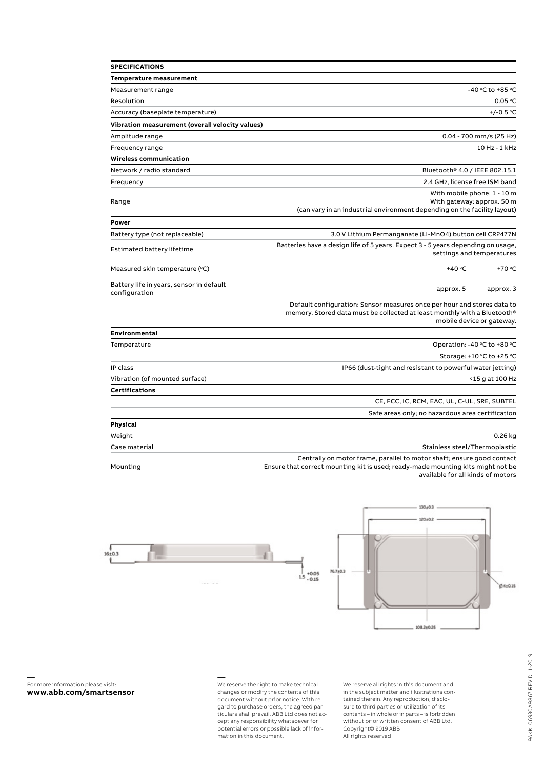| SPECIFICATIONS | | |
|---|---|---|
| **Temperature measurement** | | |
| Measurement range | -40 °C to +85 °C | |
| Resolution | 0.05 °C | |
| Accuracy (baseplate temperature) | +/-0.5 °C | |
| **Vibration measurement (overall velocity values)** | | |
| Amplitude range | 0.04 - 700 mm/s (25 Hz) | |
| Frequency range | 10 Hz - 1 kHz | |
| **Wireless communication** | | |
| Network / radio standard | Bluetooth® 4.0 / IEEE 802.15.1 | |
| Frequency | 2.4 GHz, license free ISM band | |
| Range | With mobile phone: 1 - 10 m<br>With gateway: approx. 50 m<br>(can vary in an industrial environment depending on the facility layout) | |
| **Power** | | |
| Battery type (not replaceable) | 3.0 V Lithium Permanganate (LI-MnO4) button cell CR2477N | |
| Estimated battery lifetime | Batteries have a design life of 5 years. Expect 3 - 5 years depending on usage, settings and temperatures | |
| Measured skin temperature (°C) | +40 °C | +70 °C |
| Battery life in years, sensor in default configuration | approx. 5 | approx. 3 |
| | Default configuration: Sensor measures once per hour and stores data to memory. Stored data must be collected at least monthly with a Bluetooth® mobile device or gateway. | |
| **Environmental** | | |
| Temperature | Operation: -40 °C to +80 °C | |
| | Storage: +10 °C to +25 °C | |
| IP class | IP66 (dust-tight and resistant to powerful water jetting) | |
| Vibration (of mounted surface) | <15 g at 100 Hz | |
| **Certifications** | | |
| | CE, FCC, IC, RCM, EAC, UL, C-UL, SRE, SUBTEL | |
| | Safe areas only; no hazardous area certification | |
| **Physical** | | |
| Weight | 0.26 kg | |
| Case material | Stainless steel/Thermoplastic | |
| Mounting | Centrally on motor frame, parallel to motor shaft; ensure good contact<br>Ensure that correct mounting kit is used; ready-made mounting kits might not be available for all kinds of motors | |

16±0.3

1.5 +0.05 -0.15

130±0.3

120±0.2

76.7±0.3

Ø4±0.15

108.2±0.25

For more information please visit:
**www.abb.com/smartsensor**

We reserve the right to make technical changes or modify the contents of this document without prior notice. With regard to purchase orders, the agreed particulars shall prevail. ABB Ltd does not accept any responsibility whatsoever for potential errors or possible lack of information in this document.

We reserve all rights in this document and in the subject matter and illustrations contained therein. Any reproduction, disclosure to third parties or utilization of its contents – in whole or in parts – is forbidden without prior written consent of ABB Ltd.
Copyright© 2019 ABB
All rights reserved

9AKK106930A9867 REV D 11-2019